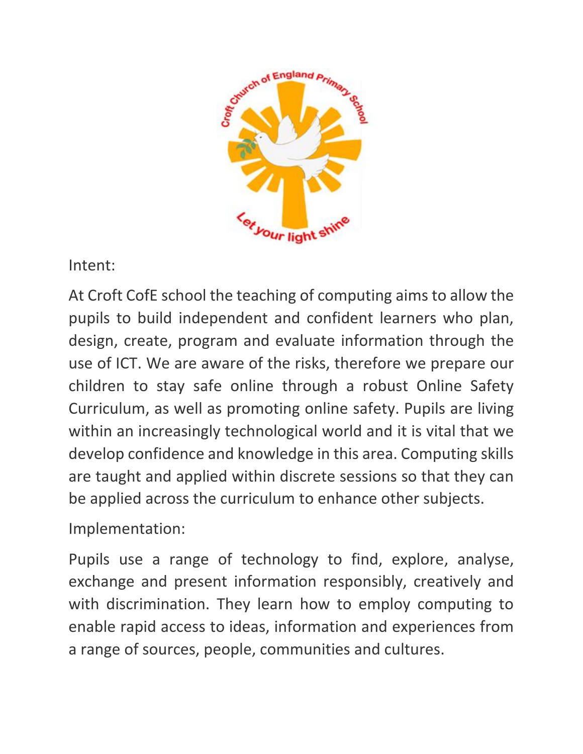Intent:

At Croft CofE school the teaching of computing aims to allow the pupils to build independent and confident learners who plan, design, create, program and evaluate information through the use of ICT. We are aware of the risks, therefore we prepare our children to stay safe online through a robust Online Safety Curriculum, as well as promoting online safety. Pupils are living within an increasingly technological world and it is vital that we develop confidence and knowledge in this area. Computing skills are taught and applied within discrete sessions so that they can be applied across the curriculum to enhance other subjects.

Implementation:

Pupils use a range of technology to find, explore, analyse, exchange and present information responsibly, creatively and with discrimination. They learn how to employ computing to enable rapid access to ideas, information and experiences from a range of sources, people, communities and cultures.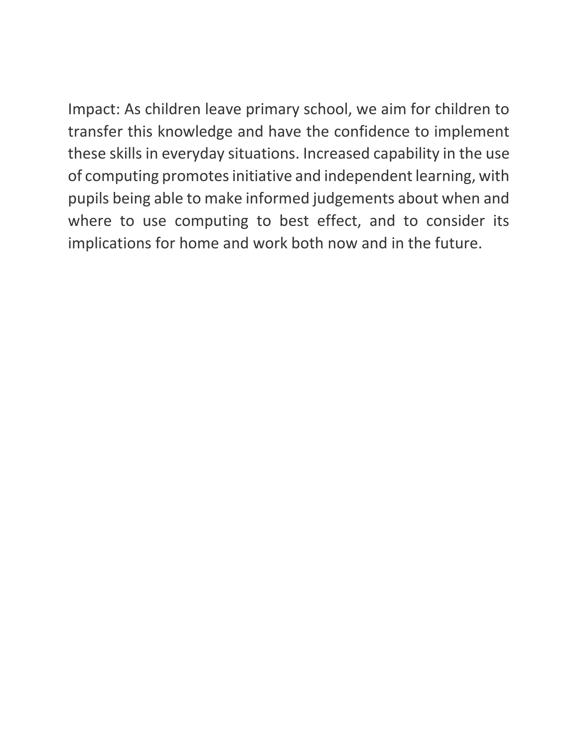Impact: As children leave primary school, we aim for children to transfer this knowledge and have the confidence to implement these skills in everyday situations. Increased capability in the use of computing promotes initiative and independent learning, with pupils being able to make informed judgements about when and where to use computing to best effect, and to consider its implications for home and work both now and in the future.